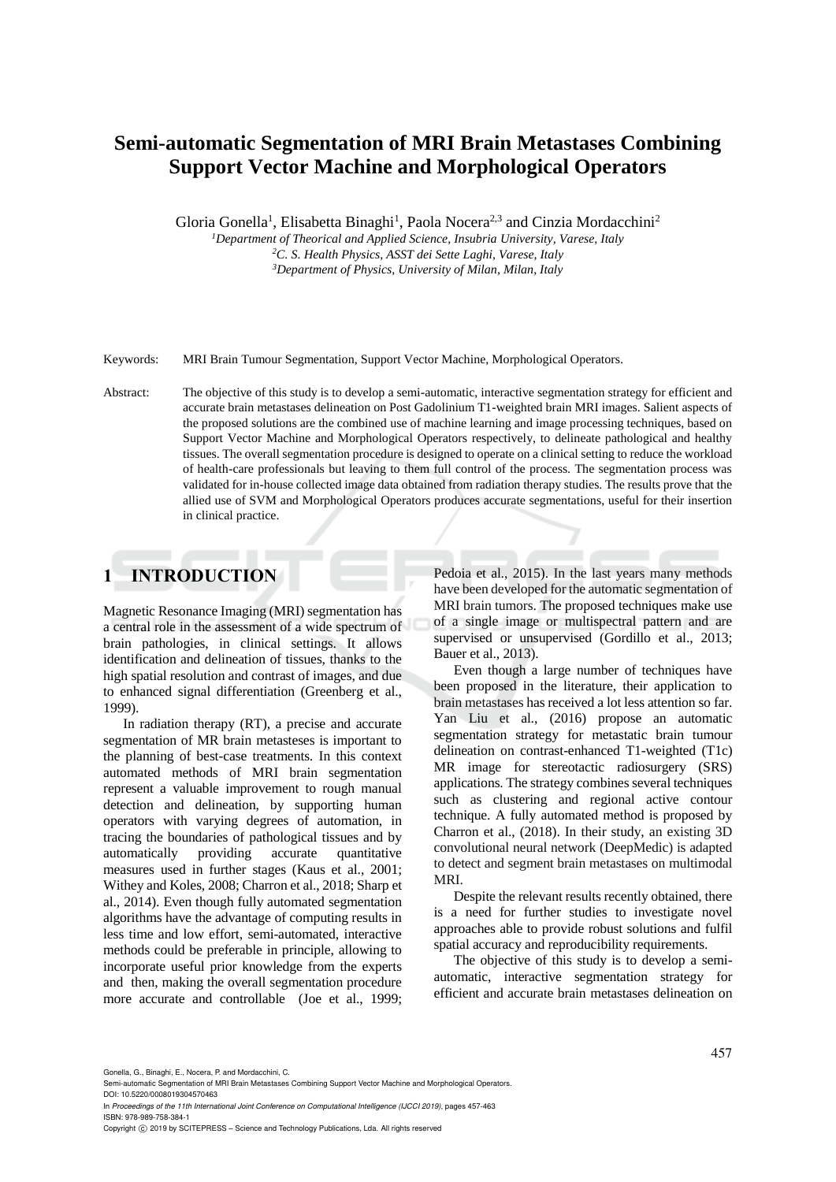# Semi-automatic Segmentation of MRI Brain Metastases Combining Support Vector Machine and Morphological Operators

Gloria Gonella[1], Elisabetta Binaghi[1], Paola Nocera[2,3] and Cinzia Mordacchini[2]

[1]*Department of Theorical and Applied Science, Insubria University, Varese, Italy*
[2]*C. S. Health Physics, ASST dei Sette Laghi, Varese, Italy*
[3]*Department of Physics, University of Milan, Milan, Italy*

Keywords: MRI Brain Tumour Segmentation, Support Vector Machine, Morphological Operators.

Abstract: The objective of this study is to develop a semi-automatic, interactive segmentation strategy for efficient and accurate brain metastases delineation on Post Gadolinium T1-weighted brain MRI images. Salient aspects of the proposed solutions are the combined use of machine learning and image processing techniques, based on Support Vector Machine and Morphological Operators respectively, to delineate pathological and healthy tissues. The overall segmentation procedure is designed to operate on a clinical setting to reduce the workload of health-care professionals but leaving to them full control of the process. The segmentation process was validated for in-house collected image data obtained from radiation therapy studies. The results prove that the allied use of SVM and Morphological Operators produces accurate segmentations, useful for their insertion in clinical practice.

## 1 INTRODUCTION

Magnetic Resonance Imaging (MRI) segmentation has a central role in the assessment of a wide spectrum of brain pathologies, in clinical settings. It allows identification and delineation of tissues, thanks to the high spatial resolution and contrast of images, and due to enhanced signal differentiation (Greenberg et al., 1999).

In radiation therapy (RT), a precise and accurate segmentation of MR brain metasteses is important to the planning of best-case treatments. In this context automated methods of MRI brain segmentation represent a valuable improvement to rough manual detection and delineation, by supporting human operators with varying degrees of automation, in tracing the boundaries of pathological tissues and by automatically providing accurate quantitative measures used in further stages (Kaus et al., 2001; Withey and Koles, 2008; Charron et al., 2018; Sharp et al., 2014). Even though fully automated segmentation algorithms have the advantage of computing results in less time and low effort, semi-automated, interactive methods could be preferable in principle, allowing to incorporate useful prior knowledge from the experts and then, making the overall segmentation procedure more accurate and controllable (Joe et al., 1999; Pedoia et al., 2015). In the last years many methods have been developed for the automatic segmentation of MRI brain tumors. The proposed techniques make use of a single image or multispectral pattern and are supervised or unsupervised (Gordillo et al., 2013; Bauer et al., 2013).

Even though a large number of techniques have been proposed in the literature, their application to brain metastases has received a lot less attention so far. Yan Liu et al., (2016) propose an automatic segmentation strategy for metastatic brain tumour delineation on contrast-enhanced T1-weighted (T1c) MR image for stereotactic radiosurgery (SRS) applications. The strategy combines several techniques such as clustering and regional active contour technique. A fully automated method is proposed by Charron et al., (2018). In their study, an existing 3D convolutional neural network (DeepMedic) is adapted to detect and segment brain metastases on multimodal MRI.

Despite the relevant results recently obtained, there is a need for further studies to investigate novel approaches able to provide robust solutions and fulfil spatial accuracy and reproducibility requirements.

The objective of this study is to develop a semi-automatic, interactive segmentation strategy for efficient and accurate brain metastases delineation on

Gonella, G., Binaghi, E., Nocera, P. and Mordacchini, C.
Semi-automatic Segmentation of MRI Brain Metastases Combining Support Vector Machine and Morphological Operators.
DOI: 10.5220/0008019304570463
In *Proceedings of the 11th International Joint Conference on Computational Intelligence (IJCCI 2019)*, pages 457-463
ISBN: 978-989-758-384-1
Copyright © 2019 by SCITEPRESS – Science and Technology Publications, Lda. All rights reserved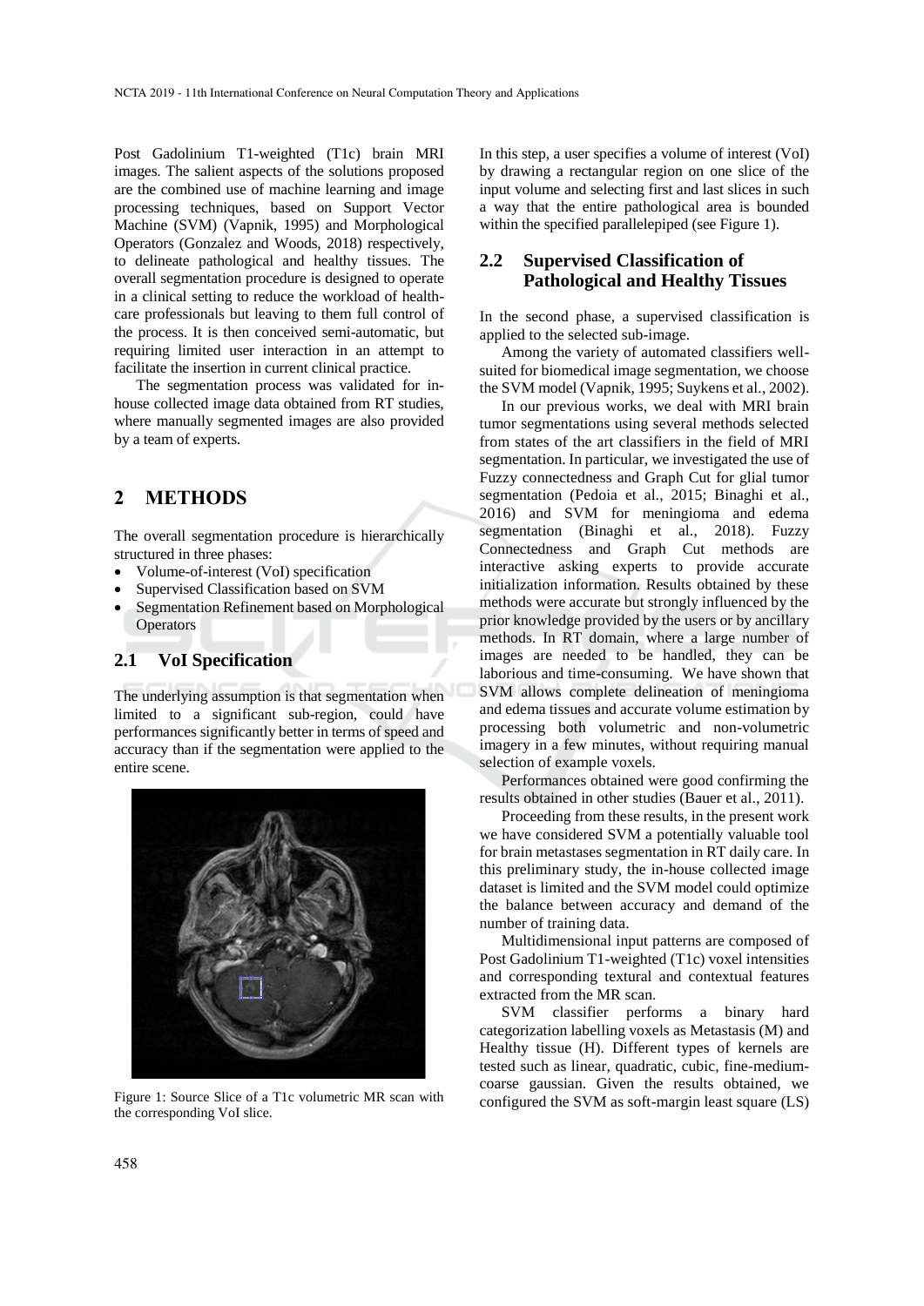Post Gadolinium T1-weighted (T1c) brain MRI images. The salient aspects of the solutions proposed are the combined use of machine learning and image processing techniques, based on Support Vector Machine (SVM) (Vapnik, 1995) and Morphological Operators (Gonzalez and Woods, 2018) respectively, to delineate pathological and healthy tissues. The overall segmentation procedure is designed to operate in a clinical setting to reduce the workload of health-care professionals but leaving to them full control of the process. It is then conceived semi-automatic, but requiring limited user interaction in an attempt to facilitate the insertion in current clinical practice.

The segmentation process was validated for in-house collected image data obtained from RT studies, where manually segmented images are also provided by a team of experts.

## 2 METHODS

The overall segmentation procedure is hierarchically structured in three phases:

- Volume-of-interest (VoI) specification
- Supervised Classification based on SVM
- Segmentation Refinement based on Morphological Operators

### 2.1 VoI Specification

The underlying assumption is that segmentation when limited to a significant sub-region, could have performances significantly better in terms of speed and accuracy than if the segmentation were applied to the entire scene.

Figure 1: Source Slice of a T1c volumetric MR scan with the corresponding VoI slice.

In this step, a user specifies a volume of interest (VoI) by drawing a rectangular region on one slice of the input volume and selecting first and last slices in such a way that the entire pathological area is bounded within the specified parallelepiped (see Figure 1).

### 2.2 Supervised Classification of Pathological and Healthy Tissues

In the second phase, a supervised classification is applied to the selected sub-image.

Among the variety of automated classifiers well-suited for biomedical image segmentation, we choose the SVM model (Vapnik, 1995; Suykens et al., 2002).

In our previous works, we deal with MRI brain tumor segmentations using several methods selected from states of the art classifiers in the field of MRI segmentation. In particular, we investigated the use of Fuzzy connectedness and Graph Cut for glial tumor segmentation (Pedoia et al., 2015; Binaghi et al., 2016) and SVM for meningioma and edema segmentation (Binaghi et al., 2018). Fuzzy Connectedness and Graph Cut methods are interactive asking experts to provide accurate initialization information. Results obtained by these methods were accurate but strongly influenced by the prior knowledge provided by the users or by ancillary methods. In RT domain, where a large number of images are needed to be handled, they can be laborious and time-consuming. We have shown that SVM allows complete delineation of meningioma and edema tissues and accurate volume estimation by processing both volumetric and non-volumetric imagery in a few minutes, without requiring manual selection of example voxels.

Performances obtained were good confirming the results obtained in other studies (Bauer et al., 2011).

Proceeding from these results, in the present work we have considered SVM a potentially valuable tool for brain metastases segmentation in RT daily care. In this preliminary study, the in-house collected image dataset is limited and the SVM model could optimize the balance between accuracy and demand of the number of training data.

Multidimensional input patterns are composed of Post Gadolinium T1-weighted (T1c) voxel intensities and corresponding textural and contextual features extracted from the MR scan.

SVM classifier performs a binary hard categorization labelling voxels as Metastasis (M) and Healthy tissue (H). Different types of kernels are tested such as linear, quadratic, cubic, fine-medium-coarse gaussian. Given the results obtained, we configured the SVM as soft-margin least square (LS)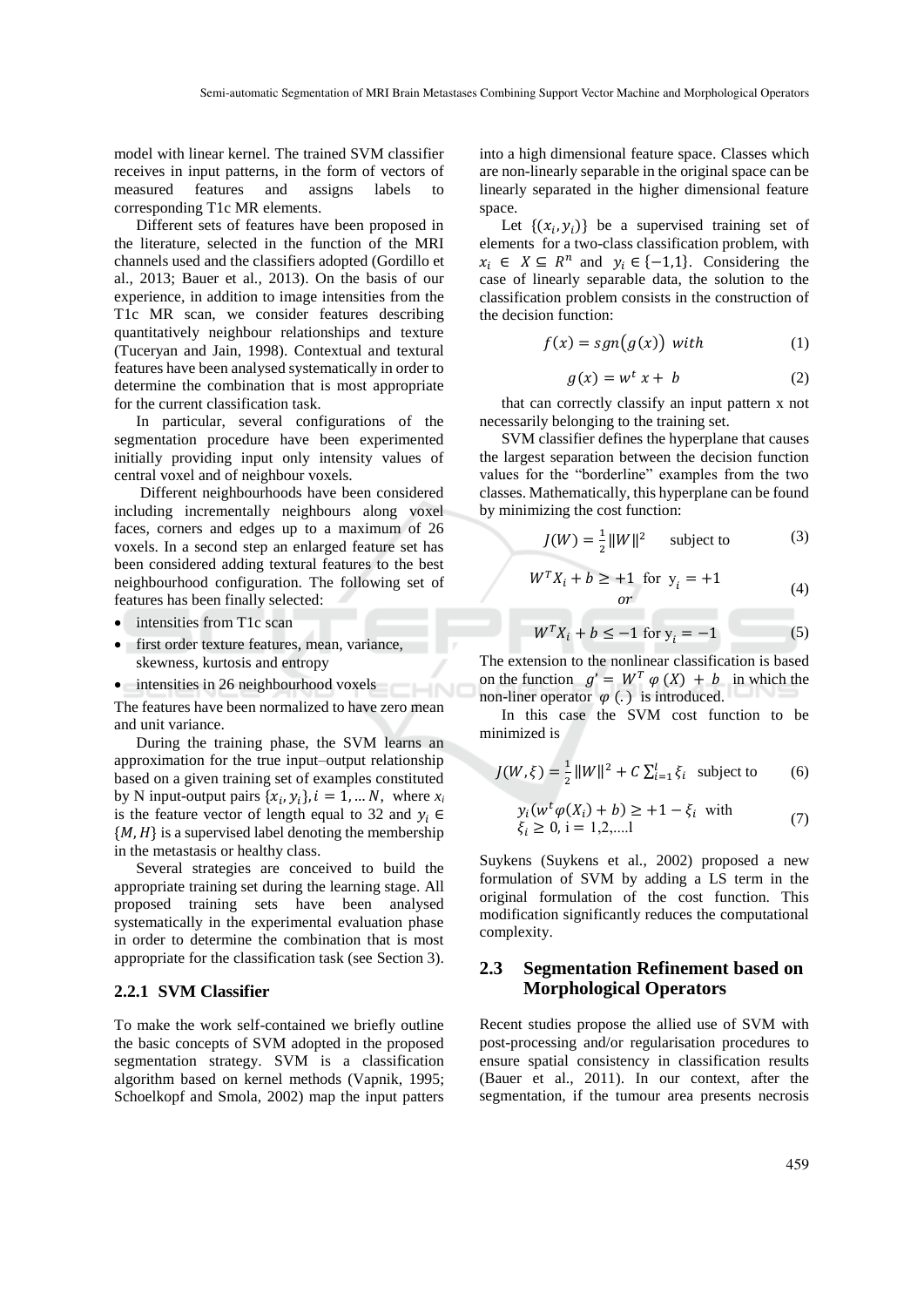model with linear kernel. The trained SVM classifier receives in input patterns, in the form of vectors of measured features and assigns labels to corresponding T1c MR elements.

Different sets of features have been proposed in the literature, selected in the function of the MRI channels used and the classifiers adopted (Gordillo et al., 2013; Bauer et al., 2013). On the basis of our experience, in addition to image intensities from the T1c MR scan, we consider features describing quantitatively neighbour relationships and texture (Tuceryan and Jain, 1998). Contextual and textural features have been analysed systematically in order to determine the combination that is most appropriate for the current classification task.

In particular, several configurations of the segmentation procedure have been experimented initially providing input only intensity values of central voxel and of neighbour voxels.

Different neighbourhoods have been considered including incrementally neighbours along voxel faces, corners and edges up to a maximum of 26 voxels. In a second step an enlarged feature set has been considered adding textural features to the best neighbourhood configuration. The following set of features has been finally selected:

- intensities from T1c scan
- first order texture features, mean, variance, skewness, kurtosis and entropy
- intensities in 26 neighbourhood voxels

The features have been normalized to have zero mean and unit variance.

During the training phase, the SVM learns an approximation for the true input–output relationship based on a given training set of examples constituted by N input-output pairs $\{x_i, y_i\}, i = 1, \ldots N,$ where $x_i$ is the feature vector of length equal to 32 and $y_i \in \{M, H\}$ is a supervised label denoting the membership in the metastasis or healthy class.

Several strategies are conceived to build the appropriate training set during the learning stage. All proposed training sets have been analysed systematically in the experimental evaluation phase in order to determine the combination that is most appropriate for the classification task (see Section 3).

### 2.2.1 SVM Classifier

To make the work self-contained we briefly outline the basic concepts of SVM adopted in the proposed segmentation strategy. SVM is a classification algorithm based on kernel methods (Vapnik, 1995; Schoelkopf and Smola, 2002) map the input patters into a high dimensional feature space. Classes which are non-linearly separable in the original space can be linearly separated in the higher dimensional feature space.

Let $\{(x_i, y_i)\}$ be a supervised training set of elements for a two-class classification problem, with $x_i \in X \subseteq R^n$ and $y_i \in \{-1,1\}$. Considering the case of linearly separable data, the solution to the classification problem consists in the construction of the decision function:

$$f(x) = sgn\big(g(x)\big) \ with \tag{1}$$

$$g(x) = w^t x + b \tag{2}$$

that can correctly classify an input pattern x not necessarily belonging to the training set.

SVM classifier defines the hyperplane that causes the largest separation between the decision function values for the "borderline" examples from the two classes. Mathematically, this hyperplane can be found by minimizing the cost function:

$$J(W) = \frac{1}{2}\|W\|^2 \quad \text{subject to} \tag{3}$$

$$W^T X_i + b \geq +1 \ \text{ for } \ y_i = +1 \quad or \tag{4}$$

$$W^T X_i + b \leq -1 \ \text{for } y_i = -1 \tag{5}$$

The extension to the nonlinear classification is based on the function $g' = W^T \varphi(X) + b$ in which the non-liner operator $\varphi(.)$ is introduced.

In this case the SVM cost function to be minimized is

$$J(W,\xi) = \frac{1}{2}\|W\|^2 + C\sum_{i=1}^{l}\xi_i \quad \text{subject to} \tag{6}$$

$$y_i(w^t\varphi(X_i) + b) \geq +1 - \xi_i \ \text{ with } \ \xi_i \geq 0, \ i = 1,2,\ldots l \tag{7}$$

Suykens (Suykens et al., 2002) proposed a new formulation of SVM by adding a LS term in the original formulation of the cost function. This modification significantly reduces the computational complexity.

## 2.3 Segmentation Refinement based on Morphological Operators

Recent studies propose the allied use of SVM with post-processing and/or regularisation procedures to ensure spatial consistency in classification results (Bauer et al., 2011). In our context, after the segmentation, if the tumour area presents necrosis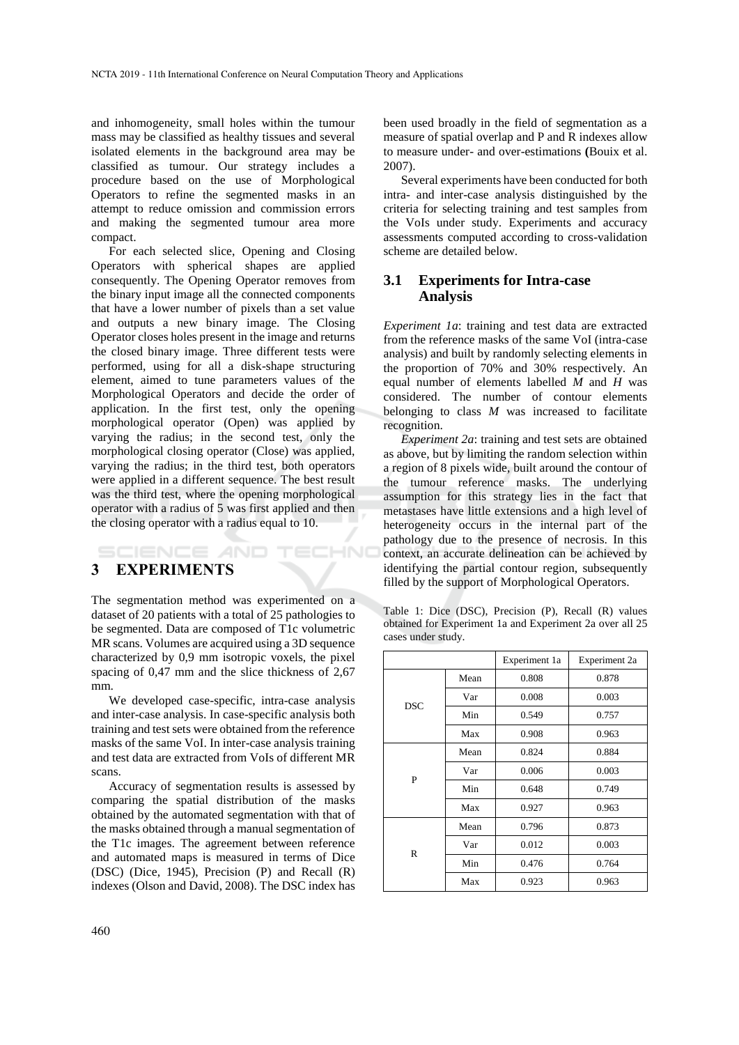and inhomogeneity, small holes within the tumour mass may be classified as healthy tissues and several isolated elements in the background area may be classified as tumour. Our strategy includes a procedure based on the use of Morphological Operators to refine the segmented masks in an attempt to reduce omission and commission errors and making the segmented tumour area more compact.

For each selected slice, Opening and Closing Operators with spherical shapes are applied consequently. The Opening Operator removes from the binary input image all the connected components that have a lower number of pixels than a set value and outputs a new binary image. The Closing Operator closes holes present in the image and returns the closed binary image. Three different tests were performed, using for all a disk-shape structuring element, aimed to tune parameters values of the Morphological Operators and decide the order of application. In the first test, only the opening morphological operator (Open) was applied by varying the radius; in the second test, only the morphological closing operator (Close) was applied, varying the radius; in the third test, both operators were applied in a different sequence. The best result was the third test, where the opening morphological operator with a radius of 5 was first applied and then the closing operator with a radius equal to 10.

## 3 EXPERIMENTS

The segmentation method was experimented on a dataset of 20 patients with a total of 25 pathologies to be segmented. Data are composed of T1c volumetric MR scans. Volumes are acquired using a 3D sequence characterized by 0,9 mm isotropic voxels, the pixel spacing of 0,47 mm and the slice thickness of 2,67 mm.

We developed case-specific, intra-case analysis and inter-case analysis. In case-specific analysis both training and test sets were obtained from the reference masks of the same VoI. In inter-case analysis training and test data are extracted from VoIs of different MR scans.

Accuracy of segmentation results is assessed by comparing the spatial distribution of the masks obtained by the automated segmentation with that of the masks obtained through a manual segmentation of the T1c images. The agreement between reference and automated maps is measured in terms of Dice (DSC) (Dice, 1945), Precision (P) and Recall (R) indexes (Olson and David, 2008). The DSC index has been used broadly in the field of segmentation as a measure of spatial overlap and P and R indexes allow to measure under- and over-estimations **(**Bouix et al. 2007).

Several experiments have been conducted for both intra- and inter-case analysis distinguished by the criteria for selecting training and test samples from the VoIs under study. Experiments and accuracy assessments computed according to cross-validation scheme are detailed below.

### 3.1 Experiments for Intra-case Analysis

*Experiment 1a*: training and test data are extracted from the reference masks of the same VoI (intra-case analysis) and built by randomly selecting elements in the proportion of 70% and 30% respectively. An equal number of elements labelled *M* and *H* was considered. The number of contour elements belonging to class *M* was increased to facilitate recognition.

*Experiment 2a*: training and test sets are obtained as above, but by limiting the random selection within a region of 8 pixels wide, built around the contour of the tumour reference masks. The underlying assumption for this strategy lies in the fact that metastases have little extensions and a high level of heterogeneity occurs in the internal part of the pathology due to the presence of necrosis. In this context, an accurate delineation can be achieved by identifying the partial contour region, subsequently filled by the support of Morphological Operators.

Table 1: Dice (DSC), Precision (P), Recall (R) values obtained for Experiment 1a and Experiment 2a over all 25 cases under study.

| | | Experiment 1a | Experiment 2a |
|---|---|---|---|
| DSC | Mean | 0.808 | 0.878 |
| | Var | 0.008 | 0.003 |
| | Min | 0.549 | 0.757 |
| | Max | 0.908 | 0.963 |
| P | Mean | 0.824 | 0.884 |
| | Var | 0.006 | 0.003 |
| | Min | 0.648 | 0.749 |
| | Max | 0.927 | 0.963 |
| R | Mean | 0.796 | 0.873 |
| | Var | 0.012 | 0.003 |
| | Min | 0.476 | 0.764 |
| | Max | 0.923 | 0.963 |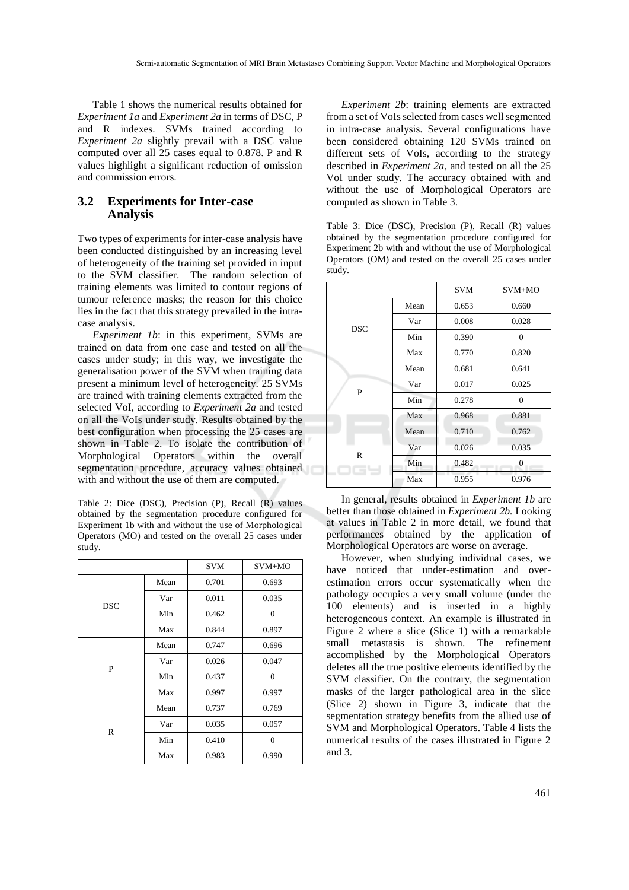Table 1 shows the numerical results obtained for *Experiment 1a* and *Experiment 2a* in terms of DSC, P and R indexes. SVMs trained according to *Experiment 2a* slightly prevail with a DSC value computed over all 25 cases equal to 0.878. P and R values highlight a significant reduction of omission and commission errors.

## 3.2 Experiments for Inter-case Analysis

Two types of experiments for inter-case analysis have been conducted distinguished by an increasing level of heterogeneity of the training set provided in input to the SVM classifier. The random selection of training elements was limited to contour regions of tumour reference masks; the reason for this choice lies in the fact that this strategy prevailed in the intra-case analysis.

*Experiment 1b*: in this experiment, SVMs are trained on data from one case and tested on all the cases under study; in this way, we investigate the generalisation power of the SVM when training data present a minimum level of heterogeneity. 25 SVMs are trained with training elements extracted from the selected VoI, according to *Experiment 2a* and tested on all the VoIs under study. Results obtained by the best configuration when processing the 25 cases are shown in Table 2. To isolate the contribution of Morphological Operators within the overall segmentation procedure, accuracy values obtained with and without the use of them are computed.

Table 2: Dice (DSC), Precision (P), Recall (R) values obtained by the segmentation procedure configured for Experiment 1b with and without the use of Morphological Operators (MO) and tested on the overall 25 cases under study.

| | | SVM | SVM+MO |
|---|---|---|---|
| DSC | Mean | 0.701 | 0.693 |
| | Var | 0.011 | 0.035 |
| | Min | 0.462 | 0 |
| | Max | 0.844 | 0.897 |
| P | Mean | 0.747 | 0.696 |
| | Var | 0.026 | 0.047 |
| | Min | 0.437 | 0 |
| | Max | 0.997 | 0.997 |
| R | Mean | 0.737 | 0.769 |
| | Var | 0.035 | 0.057 |
| | Min | 0.410 | 0 |
| | Max | 0.983 | 0.990 |

*Experiment 2b*: training elements are extracted from a set of VoIs selected from cases well segmented in intra-case analysis. Several configurations have been considered obtaining 120 SVMs trained on different sets of VoIs, according to the strategy described in *Experiment 2a*, and tested on all the 25 VoI under study. The accuracy obtained with and without the use of Morphological Operators are computed as shown in Table 3.

Table 3: Dice (DSC), Precision (P), Recall (R) values obtained by the segmentation procedure configured for Experiment 2b with and without the use of Morphological Operators (OM) and tested on the overall 25 cases under study.

| | | SVM | SVM+MO |
|---|---|---|---|
| DSC | Mean | 0.653 | 0.660 |
| | Var | 0.008 | 0.028 |
| | Min | 0.390 | 0 |
| | Max | 0.770 | 0.820 |
| P | Mean | 0.681 | 0.641 |
| | Var | 0.017 | 0.025 |
| | Min | 0.278 | 0 |
| | Max | 0.968 | 0.881 |
| R | Mean | 0.710 | 0.762 |
| | Var | 0.026 | 0.035 |
| | Min | 0.482 | 0 |
| | Max | 0.955 | 0.976 |

In general, results obtained in *Experiment 1b* are better than those obtained in *Experiment 2b.* Looking at values in Table 2 in more detail, we found that performances obtained by the application of Morphological Operators are worse on average.

However, when studying individual cases, we have noticed that under-estimation and over-estimation errors occur systematically when the pathology occupies a very small volume (under the 100 elements) and is inserted in a highly heterogeneous context. An example is illustrated in Figure 2 where a slice (Slice 1) with a remarkable small metastasis is shown. The refinement accomplished by the Morphological Operators deletes all the true positive elements identified by the SVM classifier. On the contrary, the segmentation masks of the larger pathological area in the slice (Slice 2) shown in Figure 3, indicate that the segmentation strategy benefits from the allied use of SVM and Morphological Operators. Table 4 lists the numerical results of the cases illustrated in Figure 2 and 3.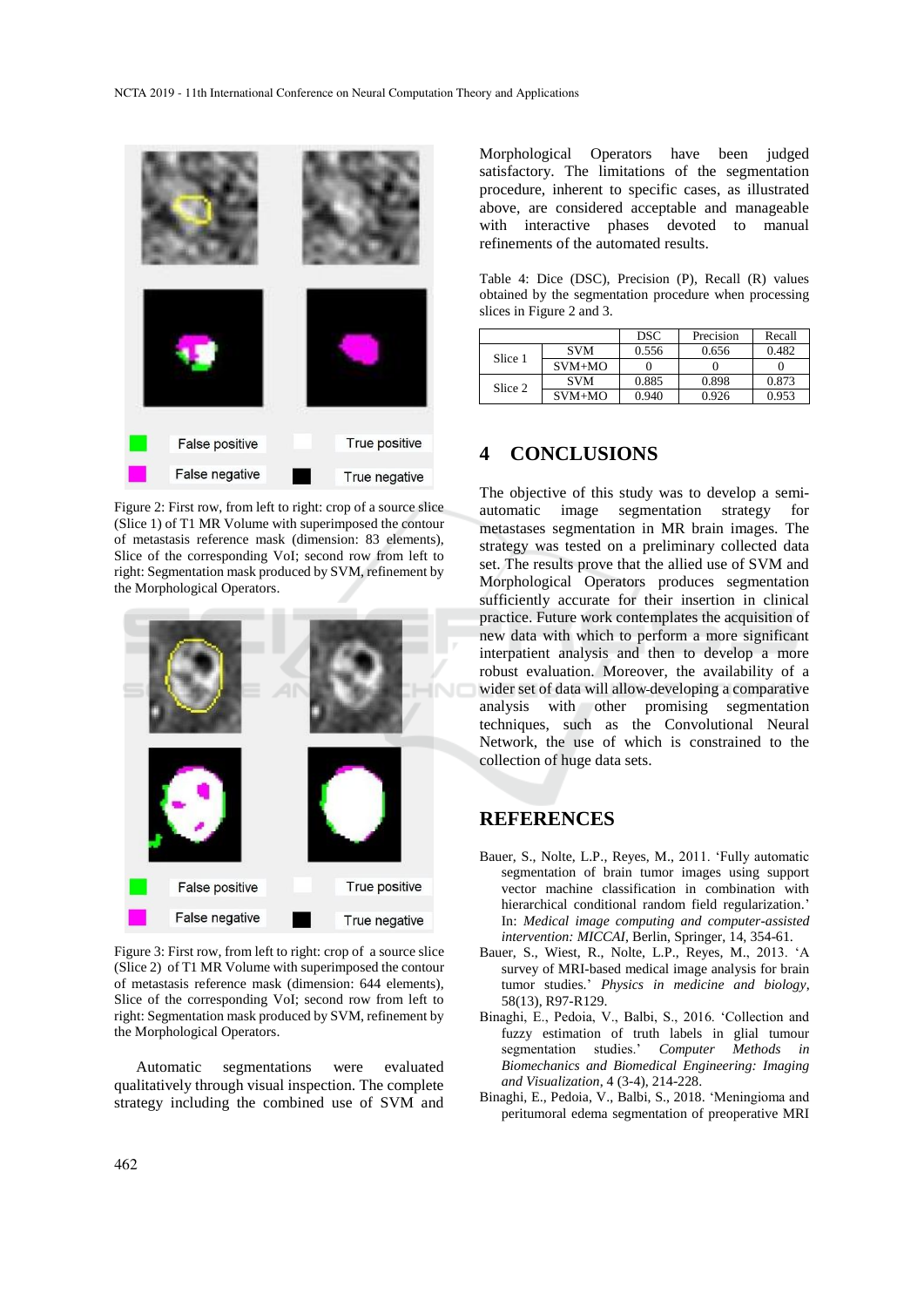Figure 2: First row, from left to right: crop of a source slice (Slice 1) of T1 MR Volume with superimposed the contour of metastasis reference mask (dimension: 83 elements), Slice of the corresponding VoI; second row from left to right: Segmentation mask produced by SVM, refinement by the Morphological Operators.

Figure 3: First row, from left to right: crop of a source slice (Slice 2) of T1 MR Volume with superimposed the contour of metastasis reference mask (dimension: 644 elements), Slice of the corresponding VoI; second row from left to right: Segmentation mask produced by SVM, refinement by the Morphological Operators.

Automatic segmentations were evaluated qualitatively through visual inspection. The complete strategy including the combined use of SVM and Morphological Operators have been judged satisfactory. The limitations of the segmentation procedure, inherent to specific cases, as illustrated above, are considered acceptable and manageable with interactive phases devoted to manual refinements of the automated results.

Table 4: Dice (DSC), Precision (P), Recall (R) values obtained by the segmentation procedure when processing slices in Figure 2 and 3.

| | | DSC | Precision | Recall |
|---|---|---|---|---|
| Slice 1 | SVM | 0.556 | 0.656 | 0.482 |
| | SVM+MO | 0 | 0 | 0 |
| Slice 2 | SVM | 0.885 | 0.898 | 0.873 |
| | SVM+MO | 0.940 | 0.926 | 0.953 |

## 4 CONCLUSIONS

The objective of this study was to develop a semi-automatic image segmentation strategy for metastases segmentation in MR brain images. The strategy was tested on a preliminary collected data set. The results prove that the allied use of SVM and Morphological Operators produces segmentation sufficiently accurate for their insertion in clinical practice. Future work contemplates the acquisition of new data with which to perform a more significant interpatient analysis and then to develop a more robust evaluation. Moreover, the availability of a wider set of data will allow developing a comparative analysis with other promising segmentation techniques, such as the Convolutional Neural Network, the use of which is constrained to the collection of huge data sets.

## REFERENCES

Bauer, S., Nolte, L.P., Reyes, M., 2011. 'Fully automatic segmentation of brain tumor images using support vector machine classification in combination with hierarchical conditional random field regularization.' In: *Medical image computing and computer-assisted intervention: MICCAI*, Berlin, Springer, 14, 354-61.

Bauer, S., Wiest, R., Nolte, L.P., Reyes, M., 2013. 'A survey of MRI-based medical image analysis for brain tumor studies.' *Physics in medicine and biology*, 58(13), R97-R129.

Binaghi, E., Pedoia, V., Balbi, S., 2016. 'Collection and fuzzy estimation of truth labels in glial tumour segmentation studies.' *Computer Methods in Biomechanics and Biomedical Engineering: Imaging and Visualization*, 4 (3-4), 214-228.

Binaghi, E., Pedoia, V., Balbi, S., 2018. 'Meningioma and peritumoral edema segmentation of preoperative MRI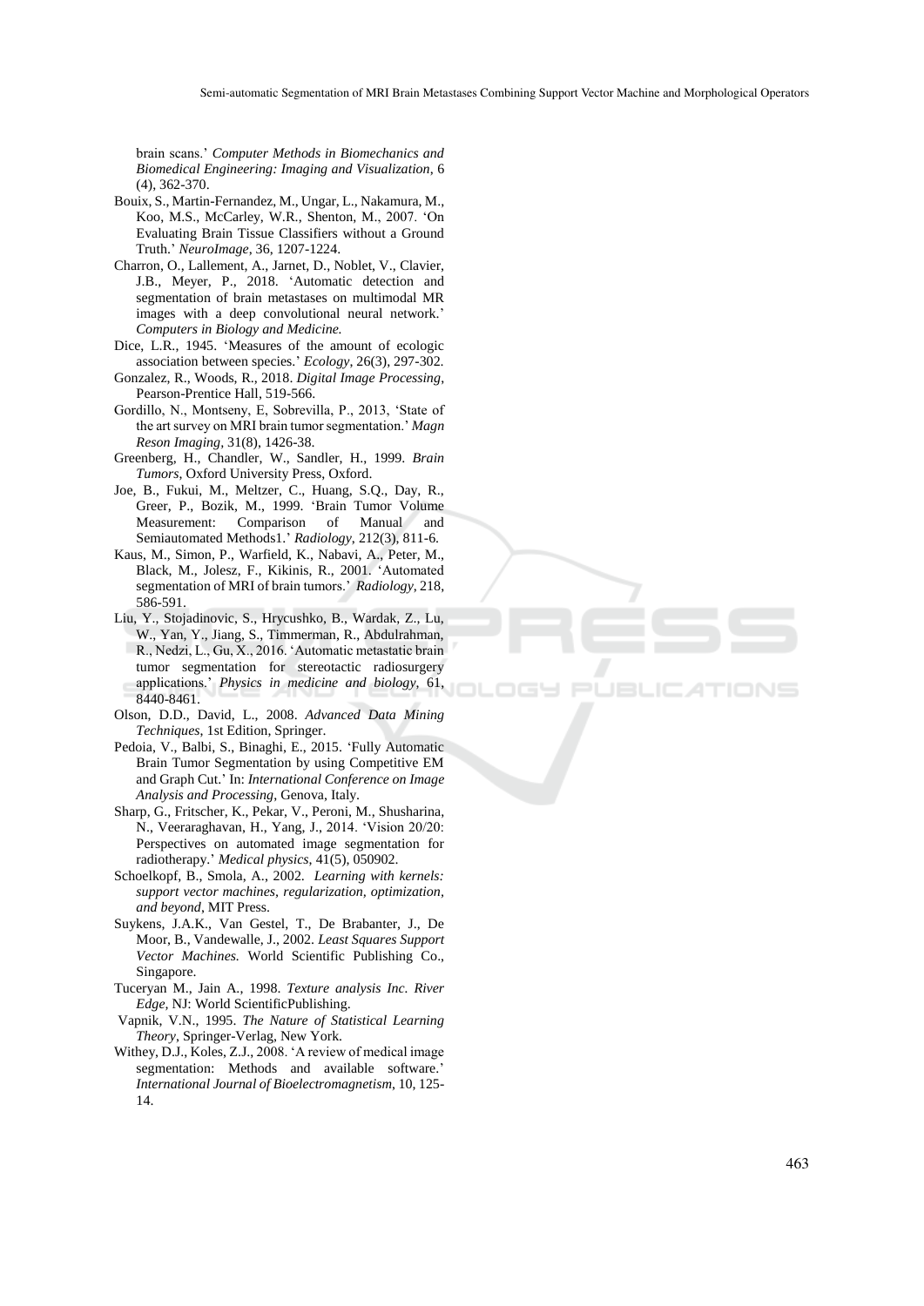brain scans.' *Computer Methods in Biomechanics and Biomedical Engineering: Imaging and Visualization*, 6 (4), 362-370.

Bouix, S., Martin-Fernandez, M., Ungar, L., Nakamura, M., Koo, M.S., McCarley, W.R., Shenton, M., 2007. 'On Evaluating Brain Tissue Classifiers without a Ground Truth.' *NeuroImage*, 36, 1207-1224.

Charron, O., Lallement, A., Jarnet, D., Noblet, V., Clavier, J.B., Meyer, P., 2018. 'Automatic detection and segmentation of brain metastases on multimodal MR images with a deep convolutional neural network.' *Computers in Biology and Medicine.*

Dice, L.R., 1945. 'Measures of the amount of ecologic association between species.' *Ecology*, 26(3), 297-302.

Gonzalez, R., Woods, R., 2018. *Digital Image Processing*, Pearson-Prentice Hall, 519-566.

Gordillo, N., Montseny, E, Sobrevilla, P., 2013, 'State of the art survey on MRI brain tumor segmentation.' *Magn Reson Imaging*, 31(8), 1426-38.

Greenberg, H., Chandler, W., Sandler, H., 1999. *Brain Tumors*, Oxford University Press, Oxford.

Joe, B., Fukui, M., Meltzer, C., Huang, S.Q., Day, R., Greer, P., Bozik, M., 1999. 'Brain Tumor Volume Measurement: Comparison of Manual and Semiautomated Methods1.' *Radiology*, 212(3), 811-6.

Kaus, M., Simon, P., Warfield, K., Nabavi, A., Peter, M., Black, M., Jolesz, F., Kikinis, R., 2001. 'Automated segmentation of MRI of brain tumors.' *Radiology*, 218, 586-591.

Liu, Y., Stojadinovic, S., Hrycushko, B., Wardak, Z., Lu, W., Yan, Y., Jiang, S., Timmerman, R., Abdulrahman, R., Nedzi, L., Gu, X., 2016. 'Automatic metastatic brain tumor segmentation for stereotactic radiosurgery applications.' *Physics in medicine and biology*, 61, 8440-8461.

Olson, D.D., David, L., 2008. *Advanced Data Mining Techniques*, 1st Edition, Springer.

Pedoia, V., Balbi, S., Binaghi, E., 2015. 'Fully Automatic Brain Tumor Segmentation by using Competitive EM and Graph Cut.' In: *International Conference on Image Analysis and Processing*, Genova, Italy.

Sharp, G., Fritscher, K., Pekar, V., Peroni, M., Shusharina, N., Veeraraghavan, H., Yang, J., 2014. 'Vision 20/20: Perspectives on automated image segmentation for radiotherapy.' *Medical physics*, 41(5), 050902.

Schoelkopf, B., Smola, A., 2002. *Learning with kernels: support vector machines, regularization, optimization, and beyond*, MIT Press.

Suykens, J.A.K., Van Gestel, T., De Brabanter, J., De Moor, B., Vandewalle, J., 2002. *Least Squares Support Vector Machines.* World Scientific Publishing Co., Singapore.

Tuceryan M., Jain A., 1998. *Texture analysis Inc. River Edge*, NJ: World ScientificPublishing.

Vapnik, V.N., 1995. *The Nature of Statistical Learning Theory*, Springer-Verlag, New York.

Withey, D.J., Koles, Z.J., 2008. 'A review of medical image segmentation: Methods and available software.' *International Journal of Bioelectromagnetism*, 10, 125-14.